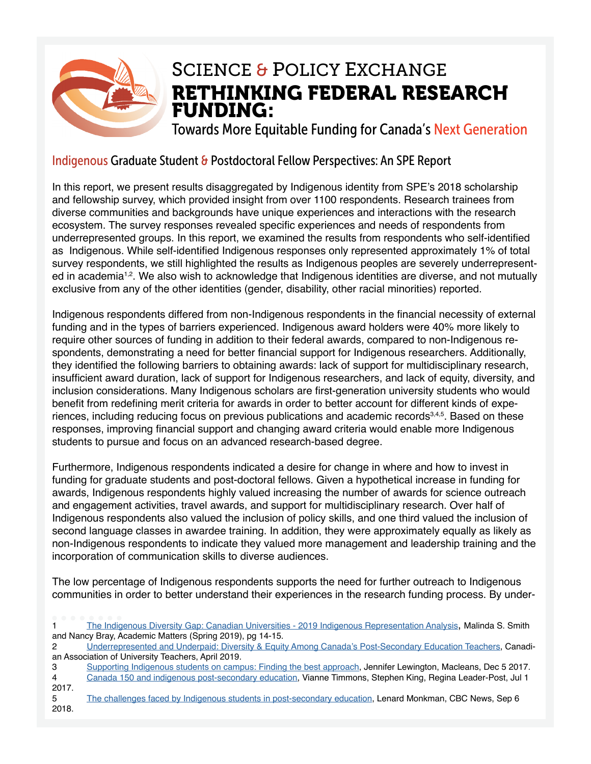# Science & Policy Exchange

# RETHINKING FEDERAL RESEARCH FUNDING:

## Towards More Equitable Funding for Canada's Next Generation

### Indigenous Graduate Student & Postdoctoral Fellow Perspectives: An SPE Report

In this report, we present results disaggregated by Indigenous identity from SPE's 2018 scholarship and fellowship survey, which provided insight from over 1100 respondents. Research trainees from diverse communities and backgrounds have unique experiences and interactions with the research ecosystem. The survey responses revealed specific experiences and needs of respondents from underrepresented groups. In this report, we examined the results from respondents who self-identified as Indigenous. While self-identified Indigenous responses only represented approximately 1% of total survey respondents, we still highlighted the results as Indigenous peoples are severely underrepresented in academia[1,2]. We also wish to acknowledge that Indigenous identities are diverse, and not mutually exclusive from any of the other identities (gender, disability, other racial minorities) reported.

Indigenous respondents differed from non-Indigenous respondents in the financial necessity of external funding and in the types of barriers experienced. Indigenous award holders were 40% more likely to require other sources of funding in addition to their federal awards, compared to non-Indigenous respondents, demonstrating a need for better financial support for Indigenous researchers. Additionally, they identified the following barriers to obtaining awards: lack of support for multidisciplinary research, insufficient award duration, lack of support for Indigenous researchers, and lack of equity, diversity, and inclusion considerations. Many Indigenous scholars are first-generation university students who would benefit from redefining merit criteria for awards in order to better account for different kinds of experiences, including reducing focus on previous publications and academic records[3,4,5]. Based on these responses, improving financial support and changing award criteria would enable more Indigenous students to pursue and focus on an advanced research-based degree.

Furthermore, Indigenous respondents indicated a desire for change in where and how to invest in funding for graduate students and post-doctoral fellows. Given a hypothetical increase in funding for awards, Indigenous respondents highly valued increasing the number of awards for science outreach and engagement activities, travel awards, and support for multidisciplinary research. Over half of Indigenous respondents also valued the inclusion of policy skills, and one third valued the inclusion of second language classes in awardee training. In addition, they were approximately equally as likely as non-Indigenous respondents to indicate they valued more management and leadership training and the incorporation of communication skills to diverse audiences.

The low percentage of Indigenous respondents supports the need for further outreach to Indigenous communities in order to better understand their experiences in the research funding process. By under-

---

1 The Indigenous Diversity Gap: Canadian Universities - 2019 Indigenous Representation Analysis, Malinda S. Smith and Nancy Bray, Academic Matters (Spring 2019), pg 14-15.

2 Underrepresented and Underpaid: Diversity & Equity Among Canada's Post-Secondary Education Teachers, Canadian Association of University Teachers, April 2019.

3 Supporting Indigenous students on campus: Finding the best approach, Jennifer Lewington, Macleans, Dec 5 2017.

4 Canada 150 and indigenous post-secondary education, Vianne Timmons, Stephen King, Regina Leader-Post, Jul 1 2017.

5 The challenges faced by Indigenous students in post-secondary education, Lenard Monkman, CBC News, Sep 6 2018.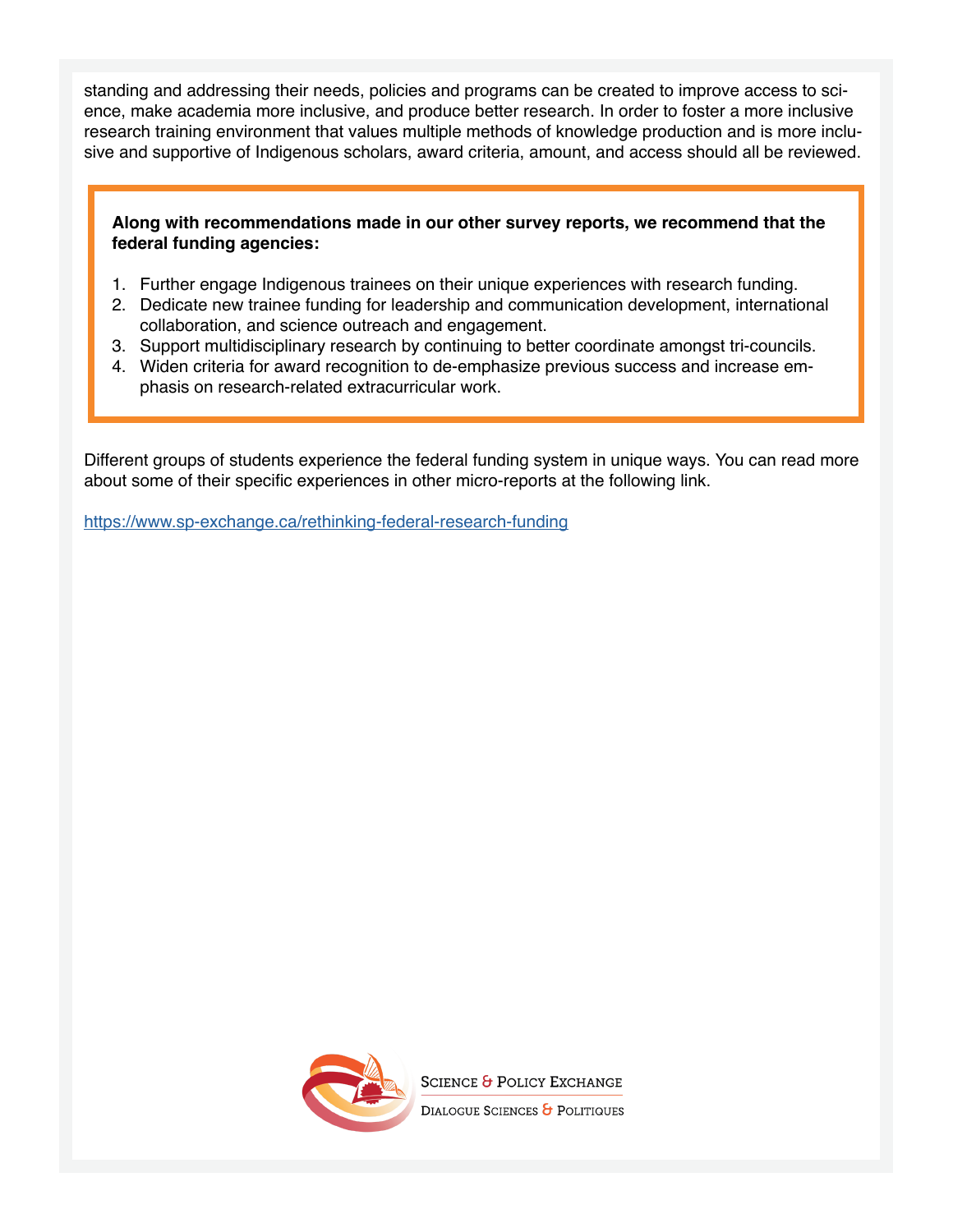standing and addressing their needs, policies and programs can be created to improve access to science, make academia more inclusive, and produce better research. In order to foster a more inclusive research training environment that values multiple methods of knowledge production and is more inclusive and supportive of Indigenous scholars, award criteria, amount, and access should all be reviewed.

**Along with recommendations made in our other survey reports, we recommend that the federal funding agencies:**

1. Further engage Indigenous trainees on their unique experiences with research funding.
2. Dedicate new trainee funding for leadership and communication development, international collaboration, and science outreach and engagement.
3. Support multidisciplinary research by continuing to better coordinate amongst tri-councils.
4. Widen criteria for award recognition to de-emphasize previous success and increase emphasis on research-related extracurricular work.

Different groups of students experience the federal funding system in unique ways. You can read more about some of their specific experiences in other micro-reports at the following link.

https://www.sp-exchange.ca/rethinking-federal-research-funding

Science & Policy Exchange

Dialogue Sciences & Politiques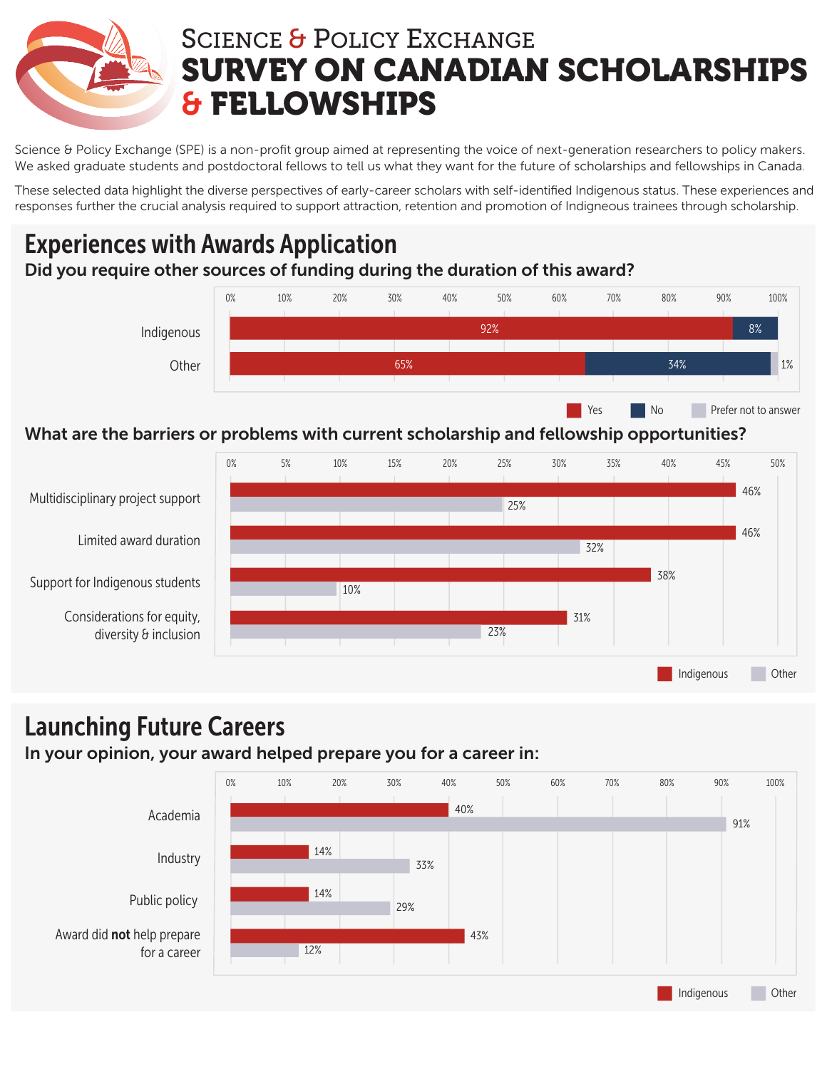# Science & Policy Exchange

# SURVEY ON CANADIAN SCHOLARSHIPS & FELLOWSHIPS

Science & Policy Exchange (SPE) is a non-profit group aimed at representing the voice of next-generation researchers to policy makers. We asked graduate students and postdoctoral fellows to tell us what they want for the future of scholarships and fellowships in Canada.

These selected data highlight the diverse perspectives of early-career scholars with self-identified Indigenous status. These experiences and responses further the crucial analysis required to support attraction, retention and promotion of Indigenous trainees through scholarship.

## Experiences with Awards Application

### Did you require other sources of funding during the duration of this award?

| | Yes | No | Prefer not to answer |
|---|---|---|---|
| Indigenous | 92% | 8% | |
| Other | 65% | 34% | 1% |

### What are the barriers or problems with current scholarship and fellowship opportunities?

| | Indigenous | Other |
|---|---|---|
| Multidisciplinary project support | 46% | 25% |
| Limited award duration | 46% | 32% |
| Support for Indigenous students | 38% | 10% |
| Considerations for equity, diversity & inclusion | 31% | 23% |

## Launching Future Careers

### In your opinion, your award helped prepare you for a career in:

| | Indigenous | Other |
|---|---|---|
| Academia | 40% | 91% |
| Industry | 14% | 33% |
| Public policy | 14% | 29% |
| Award did **not** help prepare for a career | 43% | 12% |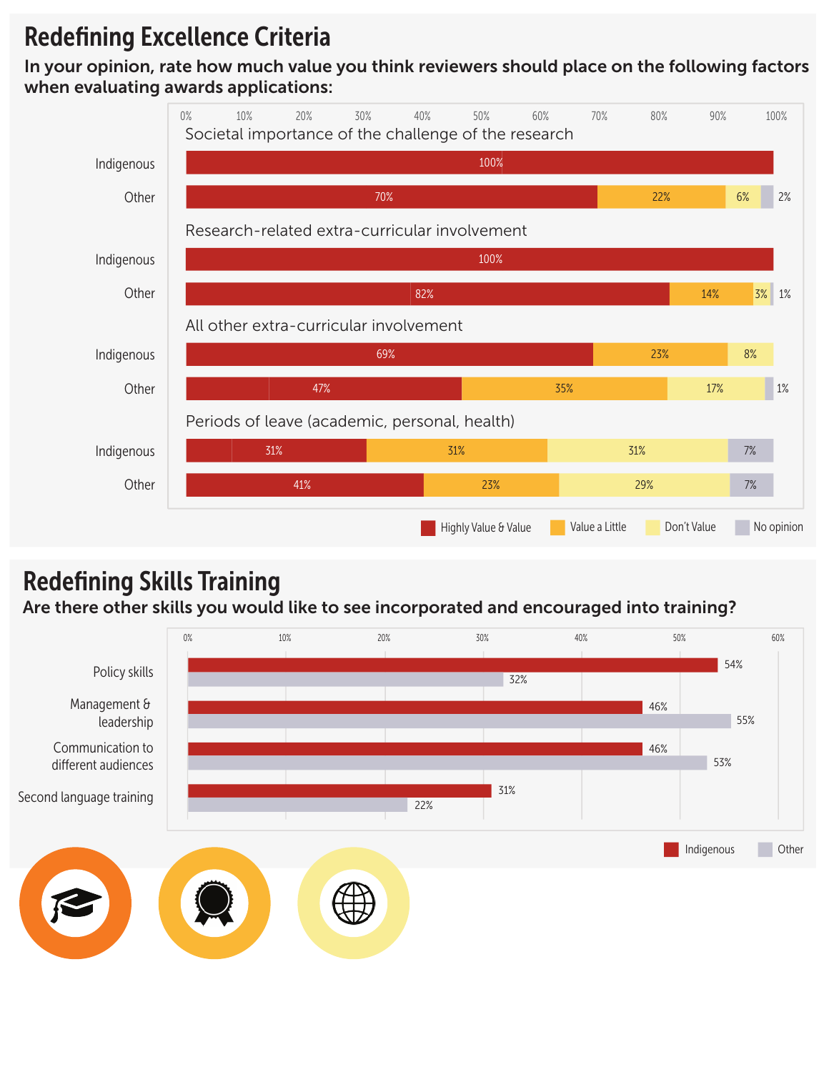# Redefining Excellence Criteria

**In your opinion, rate how much value you think reviewers should place on the following factors when evaluating awards applications:**

| Factor | Group | Highly Value & Value | Value a Little | Don't Value | No opinion |
|---|---|---|---|---|---|
| Societal importance of the challenge of the research | Indigenous | 100% | | | |
| | Other | 70% | 22% | 6% | 2% |
| Research-related extra-curricular involvement | Indigenous | 100% | | | |
| | Other | 82% | 14% | 3% | 1% |
| All other extra-curricular involvement | Indigenous | 69% | 23% | 8% | |
| | Other | 47% | 35% | 17% | 1% |
| Periods of leave (academic, personal, health) | Indigenous | 31% | 31% | 31% | 7% |
| | Other | 41% | 23% | 29% | 7% |

# Redefining Skills Training

**Are there other skills you would like to see incorporated and encouraged into training?**

| Skill | Indigenous | Other |
|---|---|---|
| Policy skills | 54% | 32% |
| Management & leadership | 46% | 55% |
| Communication to different audiences | 46% | 53% |
| Second language training | 31% | 22% |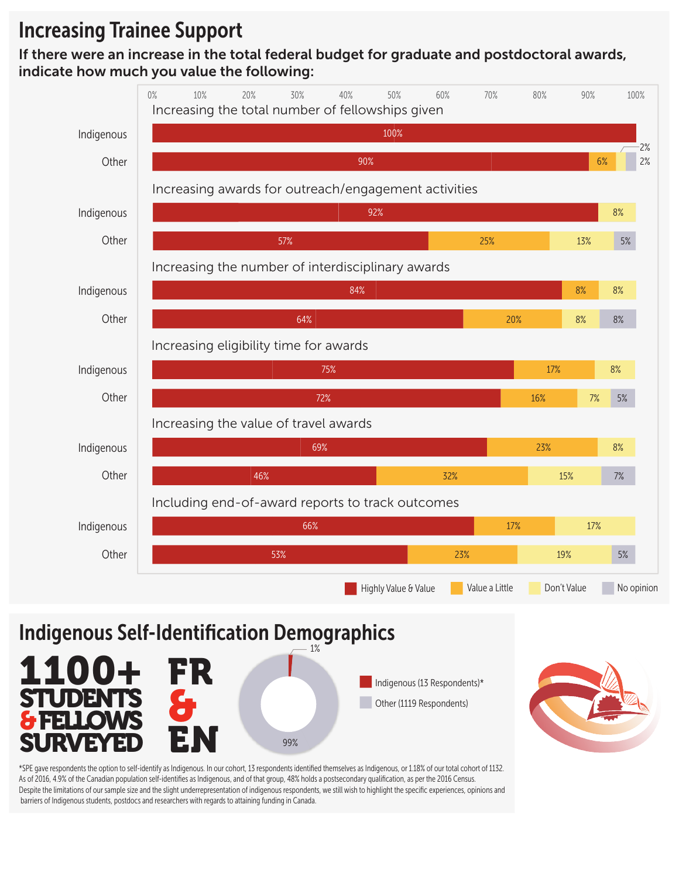# Increasing Trainee Support

**If there were an increase in the total federal budget for graduate and postdoctoral awards, indicate how much you value the following:**

0% 10% 20% 30% 40% 50% 60% 70% 80% 90% 100%

Increasing the total number of fellowships given

Indigenous 100%

Other 90% 6% 2% 2%

Increasing awards for outreach/engagement activities

Indigenous 92% 8%

Other 57% 25% 13% 5%

Increasing the number of interdisciplinary awards

Indigenous 84% 8% 8%

Other 64% 20% 8% 8%

Increasing eligibility time for awards

Indigenous 75% 17% 8%

Other 72% 16% 7% 5%

Increasing the value of travel awards

Indigenous 69% 23% 8%

Other 46% 32% 15% 7%

Including end-of-award reports to track outcomes

Indigenous 66% 17% 17%

Other 53% 23% 19% 5%

Highly Value & Value | Value a Little | Don't Value | No opinion

# Indigenous Self-Identification Demographics

**1100+ STUDENTS & FELLOWS SURVEYED**

**FR & EN**

1%

99%

Indigenous (13 Respondents)*

Other (1119 Respondents)

*SPE gave respondents the option to self-identify as Indigenous. In our cohort, 13 respondents identified themselves as Indigenous, or 1.18% of our total cohort of 1132. As of 2016, 4.9% of the Canadian population self-identifies as Indigenous, and of that group, 48% holds a postsecondary qualification, as per the 2016 Census. Despite the limitations of our sample size and the slight underrepresentation of indigenous respondents, we still wish to highlight the specific experiences, opinions and barriers of Indigenous students, postdocs and researchers with regards to attaining funding in Canada.